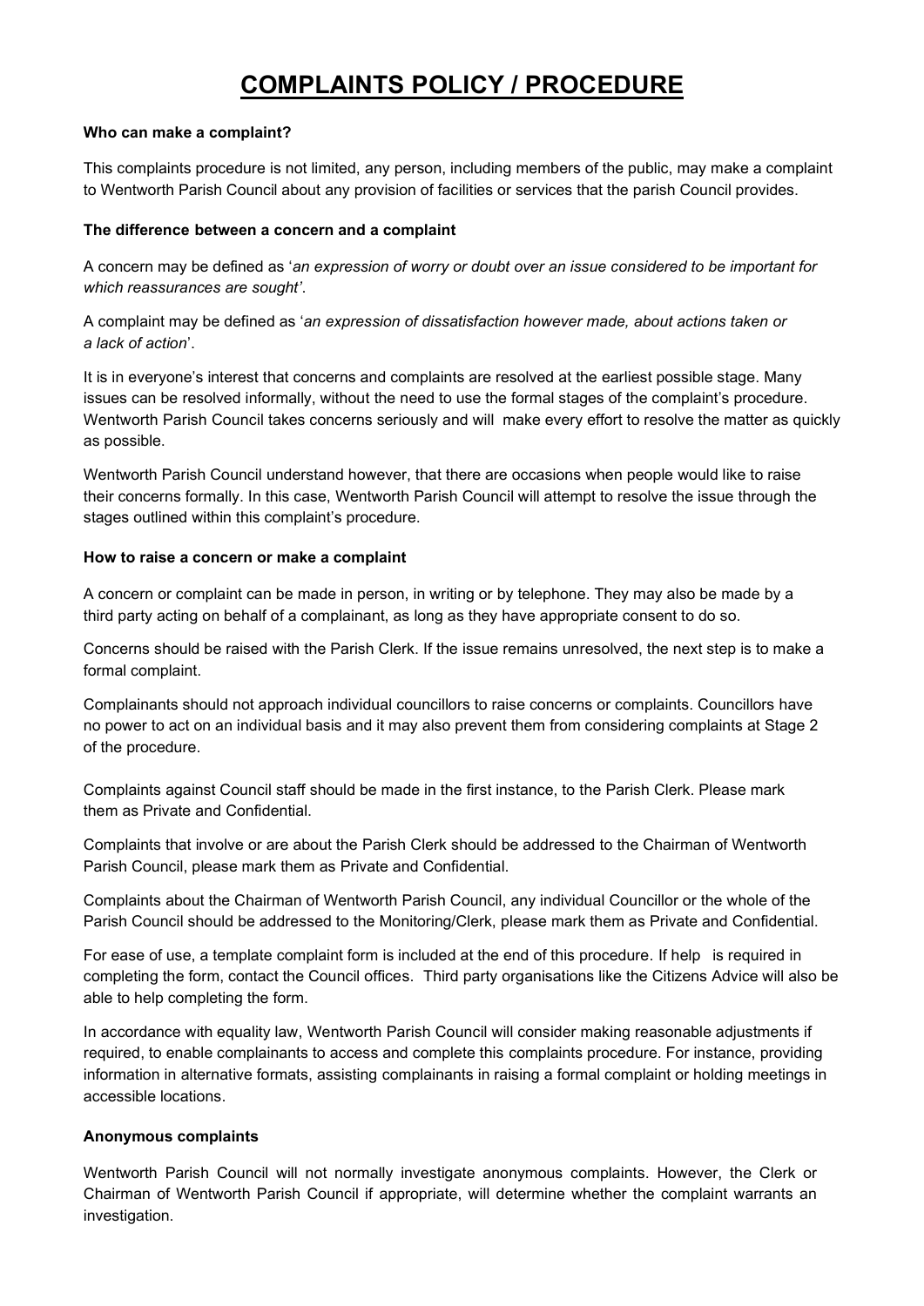# COMPLAINTS POLICY / PROCEDURE

**Who can make a complaint?**

This complaints procedure is not limited, any person, including members of the public, may make a complaint to Wentworth Parish Council about any provision of facilities or services that the parish Council provides.

**The difference between a concern and a complaint**

A concern may be defined as '*an expression of worry or doubt over an issue considered to be important for which reassurances are sought'*.

A complaint may be defined as '*an expression of dissatisfaction however made, about actions taken or a lack of action*'.

It is in everyone's interest that concerns and complaints are resolved at the earliest possible stage. Many issues can be resolved informally, without the need to use the formal stages of the complaint's procedure. Wentworth Parish Council takes concerns seriously and will make every effort to resolve the matter as quickly as possible.

Wentworth Parish Council understand however, that there are occasions when people would like to raise their concerns formally. In this case, Wentworth Parish Council will attempt to resolve the issue through the stages outlined within this complaint's procedure.

**How to raise a concern or make a complaint**

A concern or complaint can be made in person, in writing or by telephone. They may also be made by a third party acting on behalf of a complainant, as long as they have appropriate consent to do so.

Concerns should be raised with the Parish Clerk. If the issue remains unresolved, the next step is to make a formal complaint.

Complainants should not approach individual councillors to raise concerns or complaints. Councillors have no power to act on an individual basis and it may also prevent them from considering complaints at Stage 2 of the procedure.

Complaints against Council staff should be made in the first instance, to the Parish Clerk. Please mark them as Private and Confidential.

Complaints that involve or are about the Parish Clerk should be addressed to the Chairman of Wentworth Parish Council, please mark them as Private and Confidential.

Complaints about the Chairman of Wentworth Parish Council, any individual Councillor or the whole of the Parish Council should be addressed to the Monitoring/Clerk, please mark them as Private and Confidential.

For ease of use, a template complaint form is included at the end of this procedure. If help is required in completing the form, contact the Council offices. Third party organisations like the Citizens Advice will also be able to help completing the form.

In accordance with equality law, Wentworth Parish Council will consider making reasonable adjustments if required, to enable complainants to access and complete this complaints procedure. For instance, providing information in alternative formats, assisting complainants in raising a formal complaint or holding meetings in accessible locations.

**Anonymous complaints**

Wentworth Parish Council will not normally investigate anonymous complaints. However, the Clerk or Chairman of Wentworth Parish Council if appropriate, will determine whether the complaint warrants an investigation.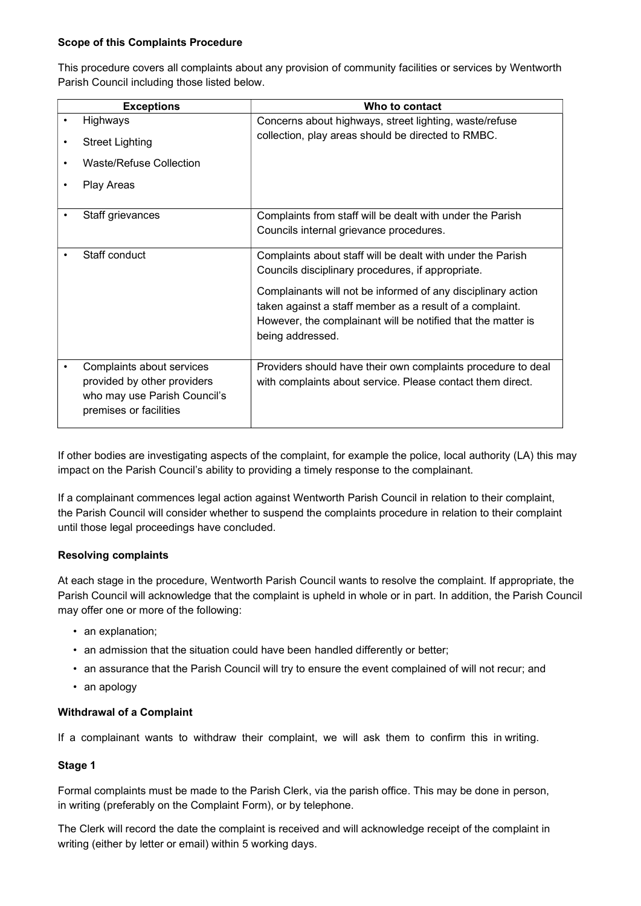**Scope of this Complaints Procedure**

This procedure covers all complaints about any provision of community facilities or services by Wentworth Parish Council including those listed below.

| Exceptions | Who to contact |
|---|---|
| • Highways<br>• Street Lighting<br>• Waste/Refuse Collection<br>• Play Areas | Concerns about highways, street lighting, waste/refuse collection, play areas should be directed to RMBC. |
| • Staff grievances | Complaints from staff will be dealt with under the Parish Councils internal grievance procedures. |
| • Staff conduct | Complaints about staff will be dealt with under the Parish Councils disciplinary procedures, if appropriate.<br><br>Complainants will not be informed of any disciplinary action taken against a staff member as a result of a complaint. However, the complainant will be notified that the matter is being addressed. |
| • Complaints about services provided by other providers who may use Parish Council's premises or facilities | Providers should have their own complaints procedure to deal with complaints about service. Please contact them direct. |

If other bodies are investigating aspects of the complaint, for example the police, local authority (LA) this may impact on the Parish Council's ability to providing a timely response to the complainant.

If a complainant commences legal action against Wentworth Parish Council in relation to their complaint, the Parish Council will consider whether to suspend the complaints procedure in relation to their complaint until those legal proceedings have concluded.

**Resolving complaints**

At each stage in the procedure, Wentworth Parish Council wants to resolve the complaint. If appropriate, the Parish Council will acknowledge that the complaint is upheld in whole or in part. In addition, the Parish Council may offer one or more of the following:

- an explanation;
- an admission that the situation could have been handled differently or better;
- an assurance that the Parish Council will try to ensure the event complained of will not recur; and
- an apology

**Withdrawal of a Complaint**

If a complainant wants to withdraw their complaint, we will ask them to confirm this in writing.

**Stage 1**

Formal complaints must be made to the Parish Clerk, via the parish office. This may be done in person, in writing (preferably on the Complaint Form), or by telephone.

The Clerk will record the date the complaint is received and will acknowledge receipt of the complaint in writing (either by letter or email) within 5 working days.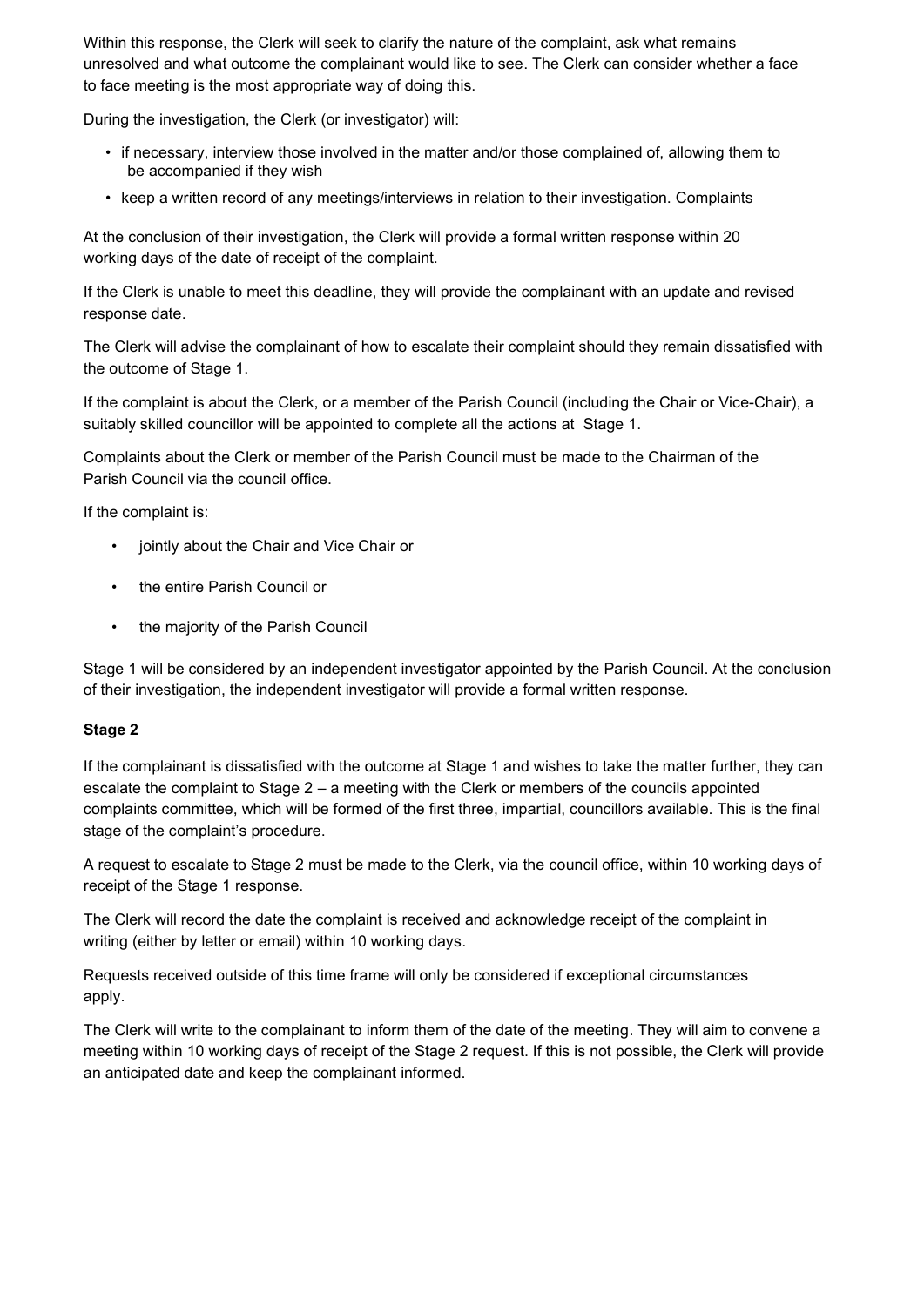Within this response, the Clerk will seek to clarify the nature of the complaint, ask what remains unresolved and what outcome the complainant would like to see. The Clerk can consider whether a face to face meeting is the most appropriate way of doing this.

During the investigation, the Clerk (or investigator) will:

- if necessary, interview those involved in the matter and/or those complained of, allowing them to be accompanied if they wish
- keep a written record of any meetings/interviews in relation to their investigation. Complaints

At the conclusion of their investigation, the Clerk will provide a formal written response within 20 working days of the date of receipt of the complaint.

If the Clerk is unable to meet this deadline, they will provide the complainant with an update and revised response date.

The Clerk will advise the complainant of how to escalate their complaint should they remain dissatisfied with the outcome of Stage 1.

If the complaint is about the Clerk, or a member of the Parish Council (including the Chair or Vice-Chair), a suitably skilled councillor will be appointed to complete all the actions at Stage 1.

Complaints about the Clerk or member of the Parish Council must be made to the Chairman of the Parish Council via the council office.

If the complaint is:

- jointly about the Chair and Vice Chair or
- the entire Parish Council or
- the majority of the Parish Council

Stage 1 will be considered by an independent investigator appointed by the Parish Council. At the conclusion of their investigation, the independent investigator will provide a formal written response.

**Stage 2**

If the complainant is dissatisfied with the outcome at Stage 1 and wishes to take the matter further, they can escalate the complaint to Stage 2 – a meeting with the Clerk or members of the councils appointed complaints committee, which will be formed of the first three, impartial, councillors available. This is the final stage of the complaint's procedure.

A request to escalate to Stage 2 must be made to the Clerk, via the council office, within 10 working days of receipt of the Stage 1 response.

The Clerk will record the date the complaint is received and acknowledge receipt of the complaint in writing (either by letter or email) within 10 working days.

Requests received outside of this time frame will only be considered if exceptional circumstances apply.

The Clerk will write to the complainant to inform them of the date of the meeting. They will aim to convene a meeting within 10 working days of receipt of the Stage 2 request. If this is not possible, the Clerk will provide an anticipated date and keep the complainant informed.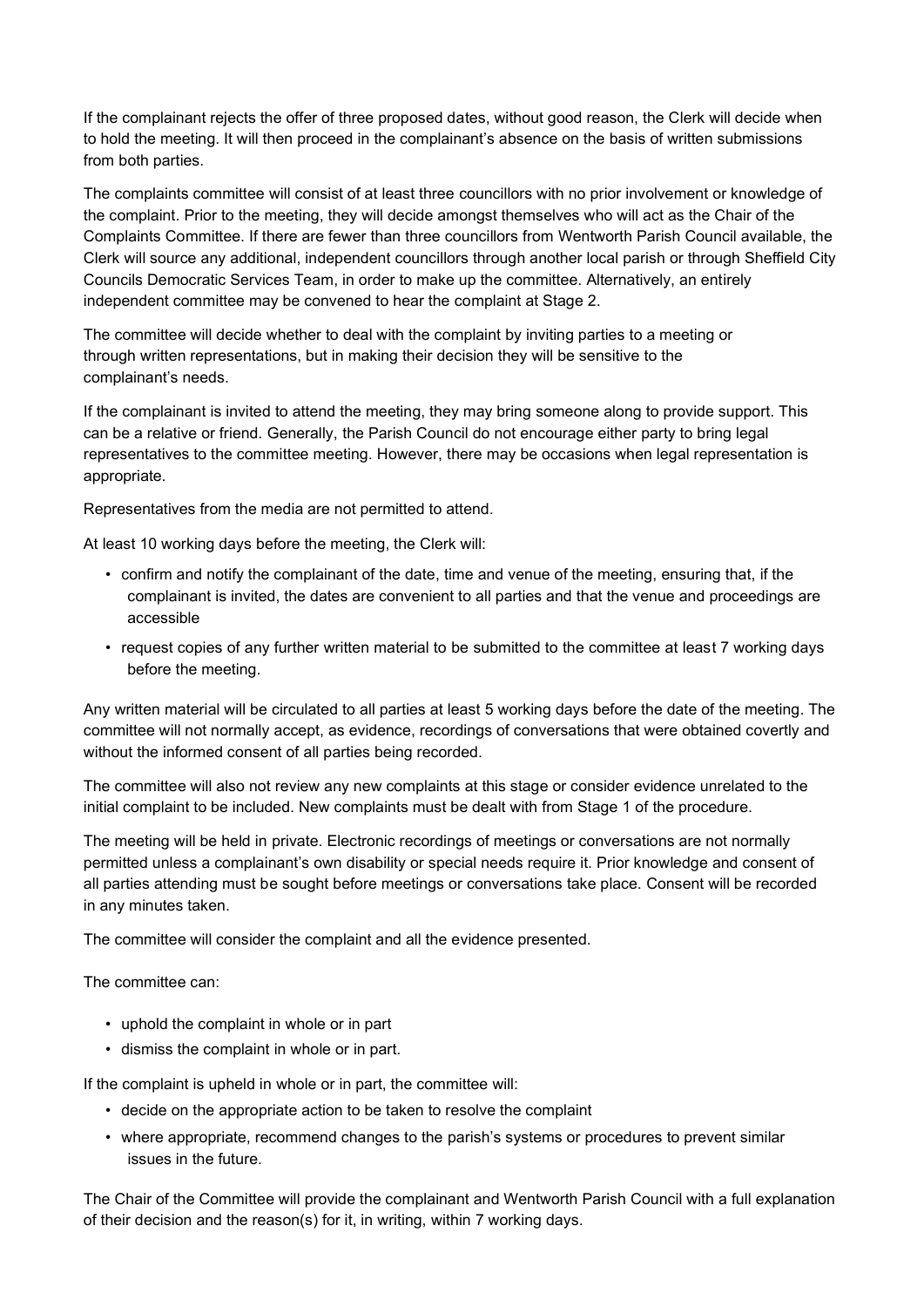If the complainant rejects the offer of three proposed dates, without good reason, the Clerk will decide when to hold the meeting. It will then proceed in the complainant's absence on the basis of written submissions from both parties.

The complaints committee will consist of at least three councillors with no prior involvement or knowledge of the complaint. Prior to the meeting, they will decide amongst themselves who will act as the Chair of the Complaints Committee. If there are fewer than three councillors from Wentworth Parish Council available, the Clerk will source any additional, independent councillors through another local parish or through Sheffield City Councils Democratic Services Team, in order to make up the committee. Alternatively, an entirely independent committee may be convened to hear the complaint at Stage 2.

The committee will decide whether to deal with the complaint by inviting parties to a meeting or through written representations, but in making their decision they will be sensitive to the complainant's needs.

If the complainant is invited to attend the meeting, they may bring someone along to provide support. This can be a relative or friend. Generally, the Parish Council do not encourage either party to bring legal representatives to the committee meeting. However, there may be occasions when legal representation is appropriate.

Representatives from the media are not permitted to attend.

At least 10 working days before the meeting, the Clerk will:

- confirm and notify the complainant of the date, time and venue of the meeting, ensuring that, if the complainant is invited, the dates are convenient to all parties and that the venue and proceedings are accessible
- request copies of any further written material to be submitted to the committee at least 7 working days before the meeting.

Any written material will be circulated to all parties at least 5 working days before the date of the meeting. The committee will not normally accept, as evidence, recordings of conversations that were obtained covertly and without the informed consent of all parties being recorded.

The committee will also not review any new complaints at this stage or consider evidence unrelated to the initial complaint to be included. New complaints must be dealt with from Stage 1 of the procedure.

The meeting will be held in private. Electronic recordings of meetings or conversations are not normally permitted unless a complainant's own disability or special needs require it. Prior knowledge and consent of all parties attending must be sought before meetings or conversations take place. Consent will be recorded in any minutes taken.

The committee will consider the complaint and all the evidence presented.

The committee can:

- uphold the complaint in whole or in part
- dismiss the complaint in whole or in part.

If the complaint is upheld in whole or in part, the committee will:

- decide on the appropriate action to be taken to resolve the complaint
- where appropriate, recommend changes to the parish's systems or procedures to prevent similar issues in the future.

The Chair of the Committee will provide the complainant and Wentworth Parish Council with a full explanation of their decision and the reason(s) for it, in writing, within 7 working days.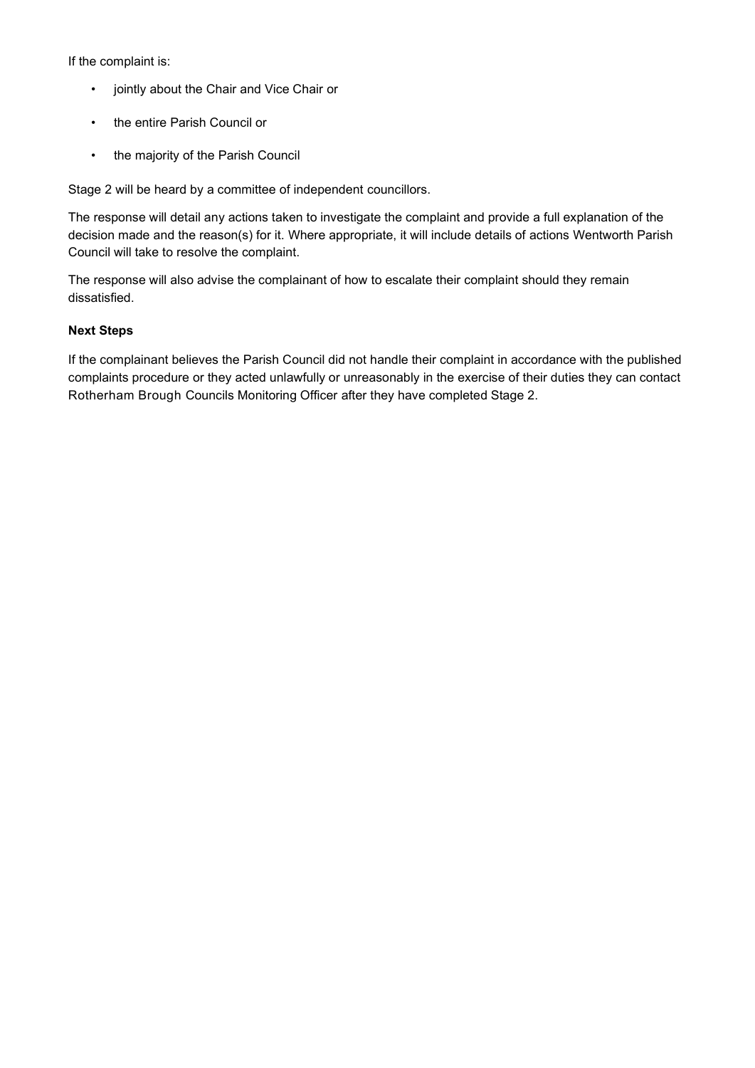If the complaint is:

- jointly about the Chair and Vice Chair or
- the entire Parish Council or
- the majority of the Parish Council

Stage 2 will be heard by a committee of independent councillors.

The response will detail any actions taken to investigate the complaint and provide a full explanation of the decision made and the reason(s) for it. Where appropriate, it will include details of actions Wentworth Parish Council will take to resolve the complaint.

The response will also advise the complainant of how to escalate their complaint should they remain dissatisfied.

**Next Steps**

If the complainant believes the Parish Council did not handle their complaint in accordance with the published complaints procedure or they acted unlawfully or unreasonably in the exercise of their duties they can contact Rotherham Brough Councils Monitoring Officer after they have completed Stage 2.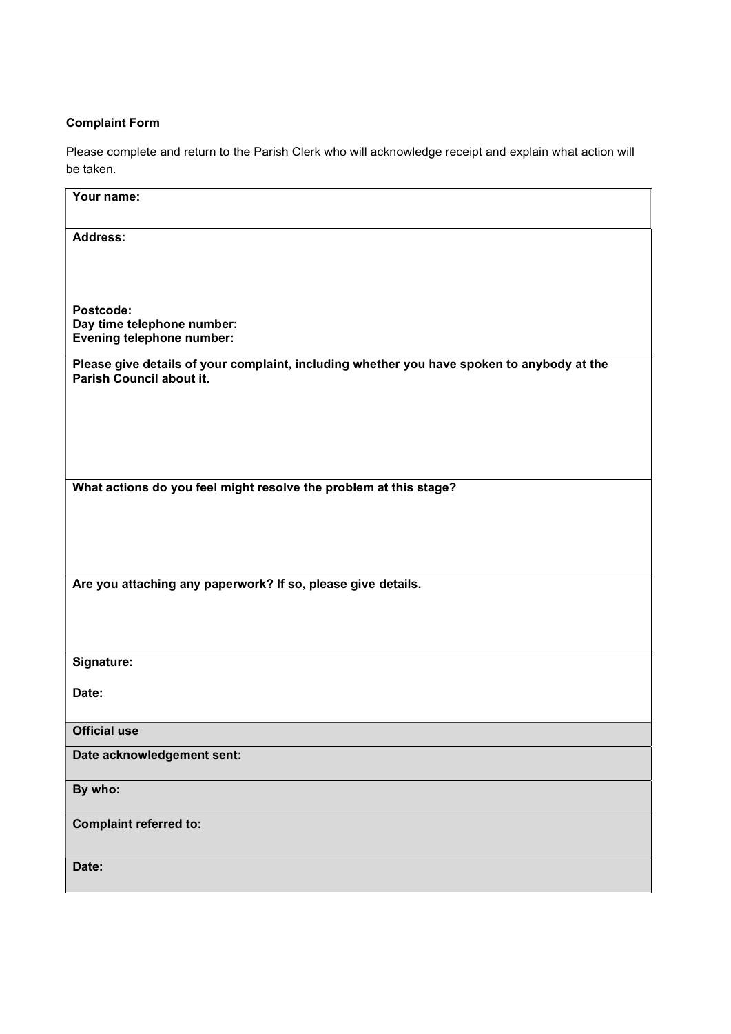**Complaint Form**

Please complete and return to the Parish Clerk who will acknowledge receipt and explain what action will be taken.

| **Your name:** |
|---|
| **Address:**<br><br><br><br>**Postcode:**<br>**Day time telephone number:**<br>**Evening telephone number:** |
| **Please give details of your complaint, including whether you have spoken to anybody at the Parish Council about it.** |
| **What actions do you feel might resolve the problem at this stage?** |
| **Are you attaching any paperwork? If so, please give details.** |
| **Signature:**<br><br>**Date:** |
| **Official use** |
| **Date acknowledgement sent:** |
| **By who:** |
| **Complaint referred to:** |
| **Date:** |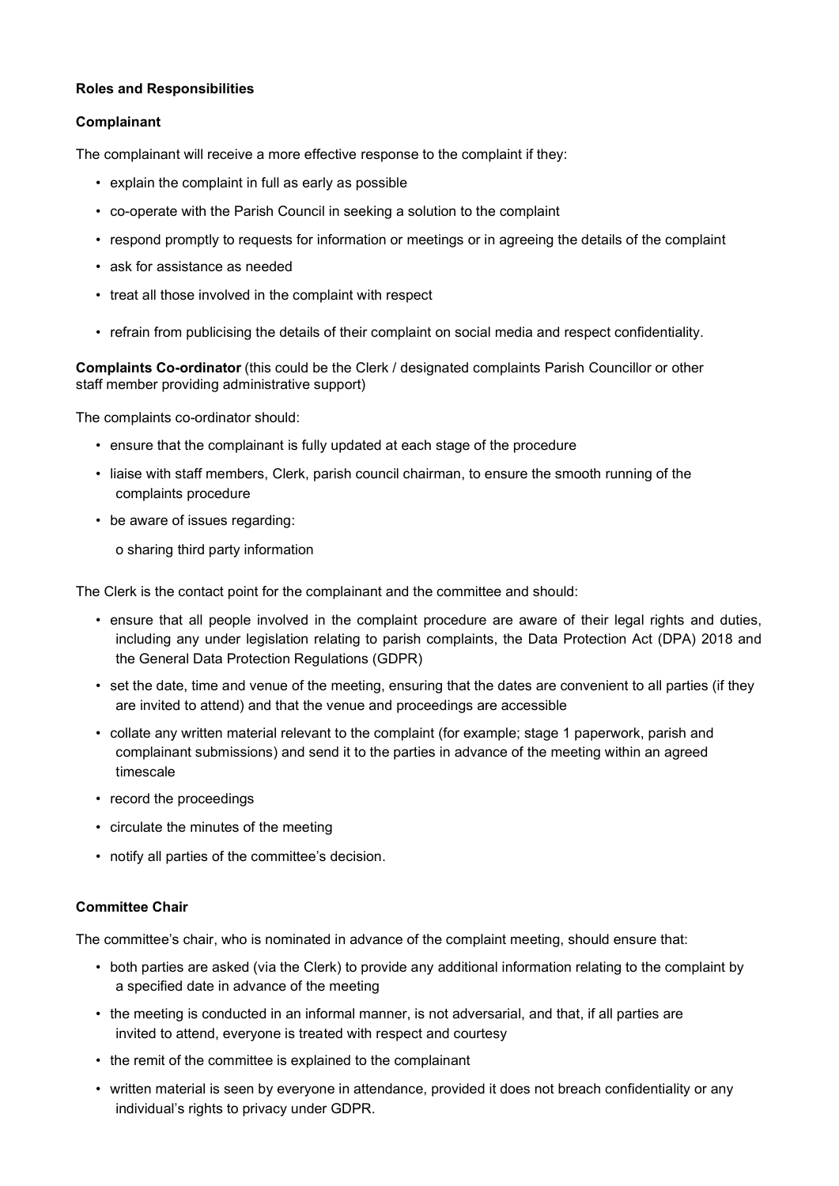**Roles and Responsibilities**

**Complainant**

The complainant will receive a more effective response to the complaint if they:

- explain the complaint in full as early as possible
- co-operate with the Parish Council in seeking a solution to the complaint
- respond promptly to requests for information or meetings or in agreeing the details of the complaint
- ask for assistance as needed
- treat all those involved in the complaint with respect
- refrain from publicising the details of their complaint on social media and respect confidentiality.

**Complaints Co-ordinator** (this could be the Clerk / designated complaints Parish Councillor or other staff member providing administrative support)

The complaints co-ordinator should:

- ensure that the complainant is fully updated at each stage of the procedure
- liaise with staff members, Clerk, parish council chairman, to ensure the smooth running of the complaints procedure
- be aware of issues regarding:
  - sharing third party information

The Clerk is the contact point for the complainant and the committee and should:

- ensure that all people involved in the complaint procedure are aware of their legal rights and duties, including any under legislation relating to parish complaints, the Data Protection Act (DPA) 2018 and the General Data Protection Regulations (GDPR)
- set the date, time and venue of the meeting, ensuring that the dates are convenient to all parties (if they are invited to attend) and that the venue and proceedings are accessible
- collate any written material relevant to the complaint (for example; stage 1 paperwork, parish and complainant submissions) and send it to the parties in advance of the meeting within an agreed timescale
- record the proceedings
- circulate the minutes of the meeting
- notify all parties of the committee's decision.

**Committee Chair**

The committee's chair, who is nominated in advance of the complaint meeting, should ensure that:

- both parties are asked (via the Clerk) to provide any additional information relating to the complaint by a specified date in advance of the meeting
- the meeting is conducted in an informal manner, is not adversarial, and that, if all parties are invited to attend, everyone is treated with respect and courtesy
- the remit of the committee is explained to the complainant
- written material is seen by everyone in attendance, provided it does not breach confidentiality or any individual's rights to privacy under GDPR.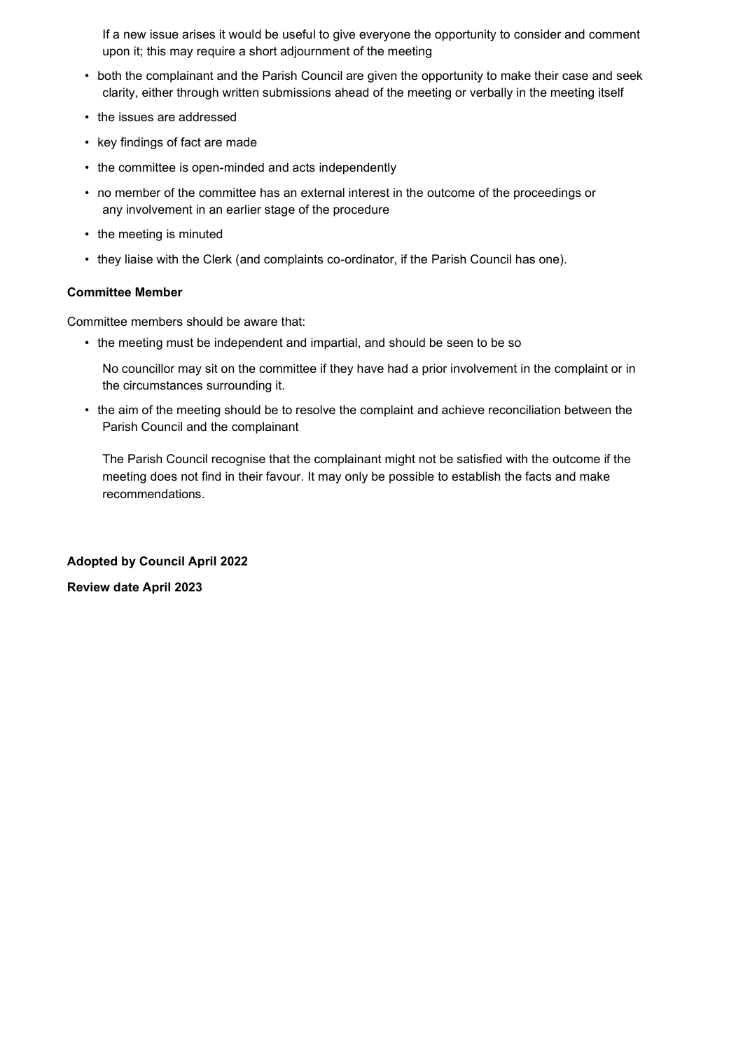If a new issue arises it would be useful to give everyone the opportunity to consider and comment upon it; this may require a short adjournment of the meeting

- both the complainant and the Parish Council are given the opportunity to make their case and seek clarity, either through written submissions ahead of the meeting or verbally in the meeting itself
- the issues are addressed
- key findings of fact are made
- the committee is open-minded and acts independently
- no member of the committee has an external interest in the outcome of the proceedings or any involvement in an earlier stage of the procedure
- the meeting is minuted
- they liaise with the Clerk (and complaints co-ordinator, if the Parish Council has one).

**Committee Member**

Committee members should be aware that:

- the meeting must be independent and impartial, and should be seen to be so

  No councillor may sit on the committee if they have had a prior involvement in the complaint or in the circumstances surrounding it.

- the aim of the meeting should be to resolve the complaint and achieve reconciliation between the Parish Council and the complainant

  The Parish Council recognise that the complainant might not be satisfied with the outcome if the meeting does not find in their favour. It may only be possible to establish the facts and make recommendations.

**Adopted by Council April 2022**

**Review date April 2023**